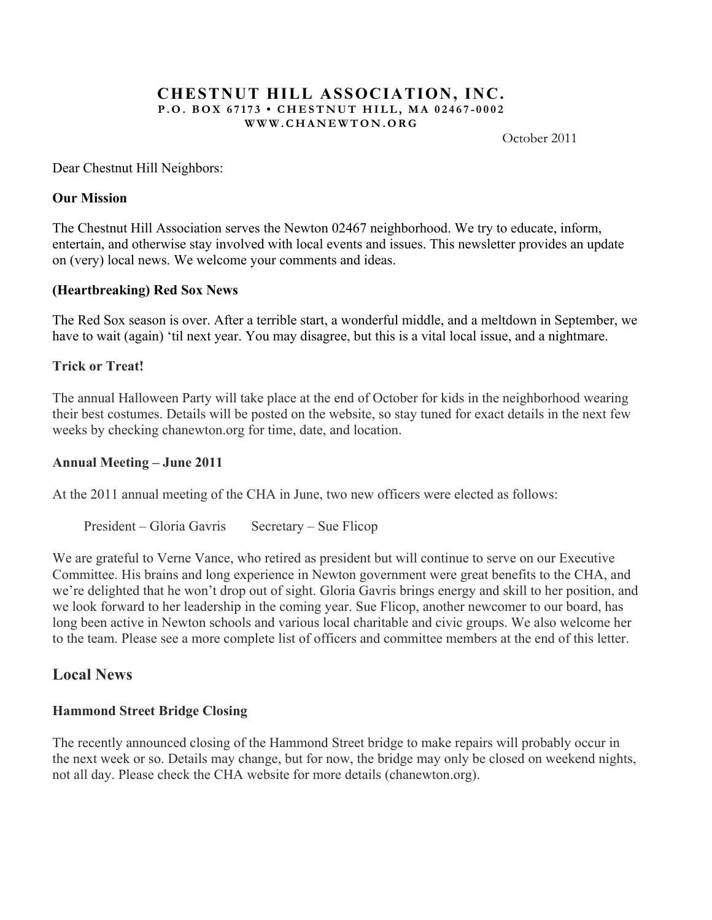# CHESTNUT HILL ASSOCIATION, INC.

**P.O. BOX 67173 • CHESTNUT HILL, MA 02467-0002**

**WWW.CHANEWTON.ORG**

October 2011

Dear Chestnut Hill Neighbors:

### Our Mission

The Chestnut Hill Association serves the Newton 02467 neighborhood. We try to educate, inform, entertain, and otherwise stay involved with local events and issues. This newsletter provides an update on (very) local news. We welcome your comments and ideas.

### (Heartbreaking) Red Sox News

The Red Sox season is over. After a terrible start, a wonderful middle, and a meltdown in September, we have to wait (again) 'til next year. You may disagree, but this is a vital local issue, and a nightmare.

### Trick or Treat!

The annual Halloween Party will take place at the end of October for kids in the neighborhood wearing their best costumes. Details will be posted on the website, so stay tuned for exact details in the next few weeks by checking chanewton.org for time, date, and location.

### Annual Meeting – June 2011

At the 2011 annual meeting of the CHA in June, two new officers were elected as follows:

President – Gloria Gavris Secretary – Sue Flicop

We are grateful to Verne Vance, who retired as president but will continue to serve on our Executive Committee. His brains and long experience in Newton government were great benefits to the CHA, and we're delighted that he won't drop out of sight. Gloria Gavris brings energy and skill to her position, and we look forward to her leadership in the coming year. Sue Flicop, another newcomer to our board, has long been active in Newton schools and various local charitable and civic groups. We also welcome her to the team. Please see a more complete list of officers and committee members at the end of this letter.

## Local News

### Hammond Street Bridge Closing

The recently announced closing of the Hammond Street bridge to make repairs will probably occur in the next week or so. Details may change, but for now, the bridge may only be closed on weekend nights, not all day. Please check the CHA website for more details (chanewton.org).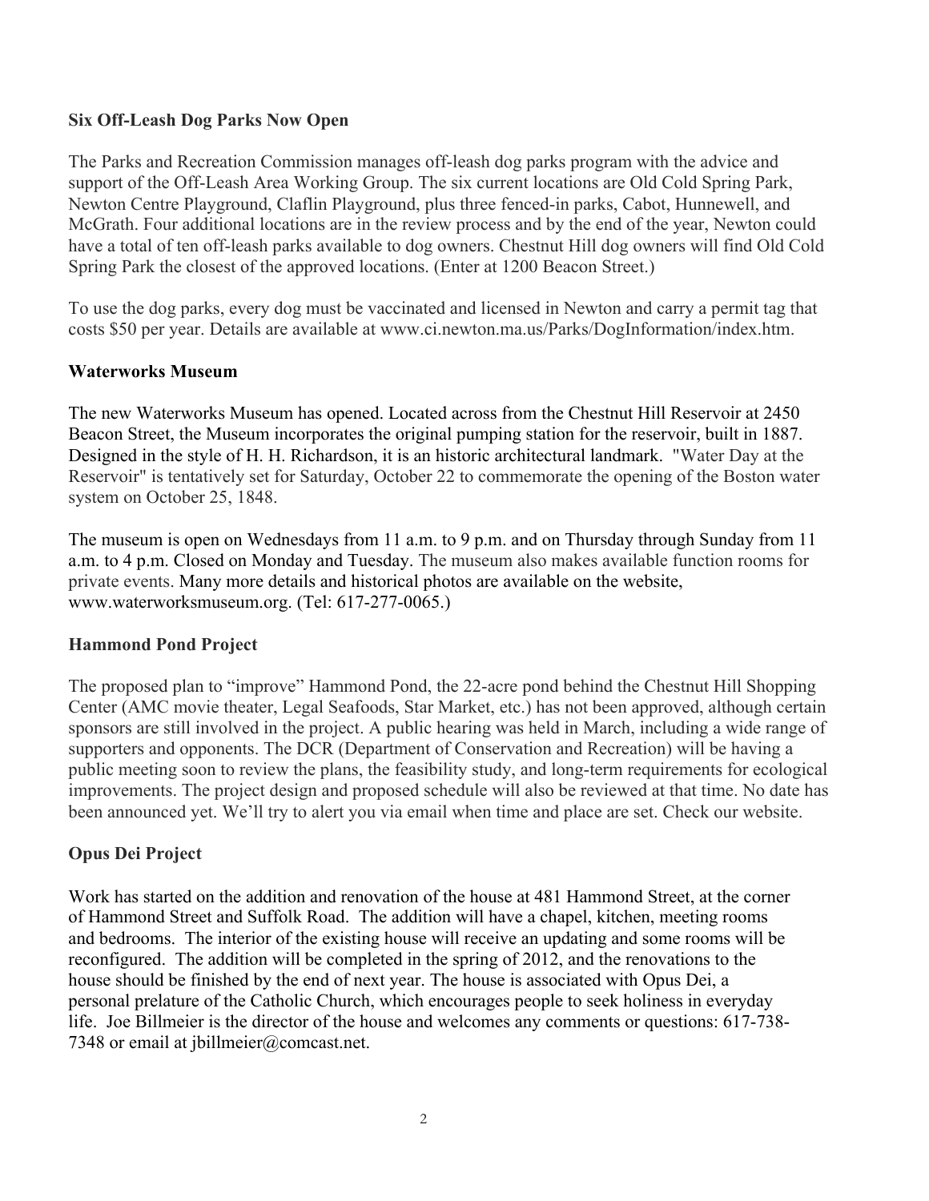**Six Off-Leash Dog Parks Now Open**

The Parks and Recreation Commission manages off-leash dog parks program with the advice and support of the Off-Leash Area Working Group. The six current locations are Old Cold Spring Park, Newton Centre Playground, Claflin Playground, plus three fenced-in parks, Cabot, Hunnewell, and McGrath. Four additional locations are in the review process and by the end of the year, Newton could have a total of ten off-leash parks available to dog owners. Chestnut Hill dog owners will find Old Cold Spring Park the closest of the approved locations. (Enter at 1200 Beacon Street.)

To use the dog parks, every dog must be vaccinated and licensed in Newton and carry a permit tag that costs $50 per year. Details are available at www.ci.newton.ma.us/Parks/DogInformation/index.htm.

**Waterworks Museum**

The new Waterworks Museum has opened. Located across from the Chestnut Hill Reservoir at 2450 Beacon Street, the Museum incorporates the original pumping station for the reservoir, built in 1887. Designed in the style of H. H. Richardson, it is an historic architectural landmark. "Water Day at the Reservoir" is tentatively set for Saturday, October 22 to commemorate the opening of the Boston water system on October 25, 1848.

The museum is open on Wednesdays from 11 a.m. to 9 p.m. and on Thursday through Sunday from 11 a.m. to 4 p.m. Closed on Monday and Tuesday. The museum also makes available function rooms for private events. Many more details and historical photos are available on the website, www.waterworksmuseum.org. (Tel: 617-277-0065.)

**Hammond Pond Project**

The proposed plan to "improve" Hammond Pond, the 22-acre pond behind the Chestnut Hill Shopping Center (AMC movie theater, Legal Seafoods, Star Market, etc.) has not been approved, although certain sponsors are still involved in the project. A public hearing was held in March, including a wide range of supporters and opponents. The DCR (Department of Conservation and Recreation) will be having a public meeting soon to review the plans, the feasibility study, and long-term requirements for ecological improvements. The project design and proposed schedule will also be reviewed at that time. No date has been announced yet. We'll try to alert you via email when time and place are set. Check our website.

**Opus Dei Project**

Work has started on the addition and renovation of the house at 481 Hammond Street, at the corner of Hammond Street and Suffolk Road. The addition will have a chapel, kitchen, meeting rooms and bedrooms. The interior of the existing house will receive an updating and some rooms will be reconfigured. The addition will be completed in the spring of 2012, and the renovations to the house should be finished by the end of next year. The house is associated with Opus Dei, a personal prelature of the Catholic Church, which encourages people to seek holiness in everyday life. Joe Billmeier is the director of the house and welcomes any comments or questions: 617-738-7348 or email at jbillmeier@comcast.net.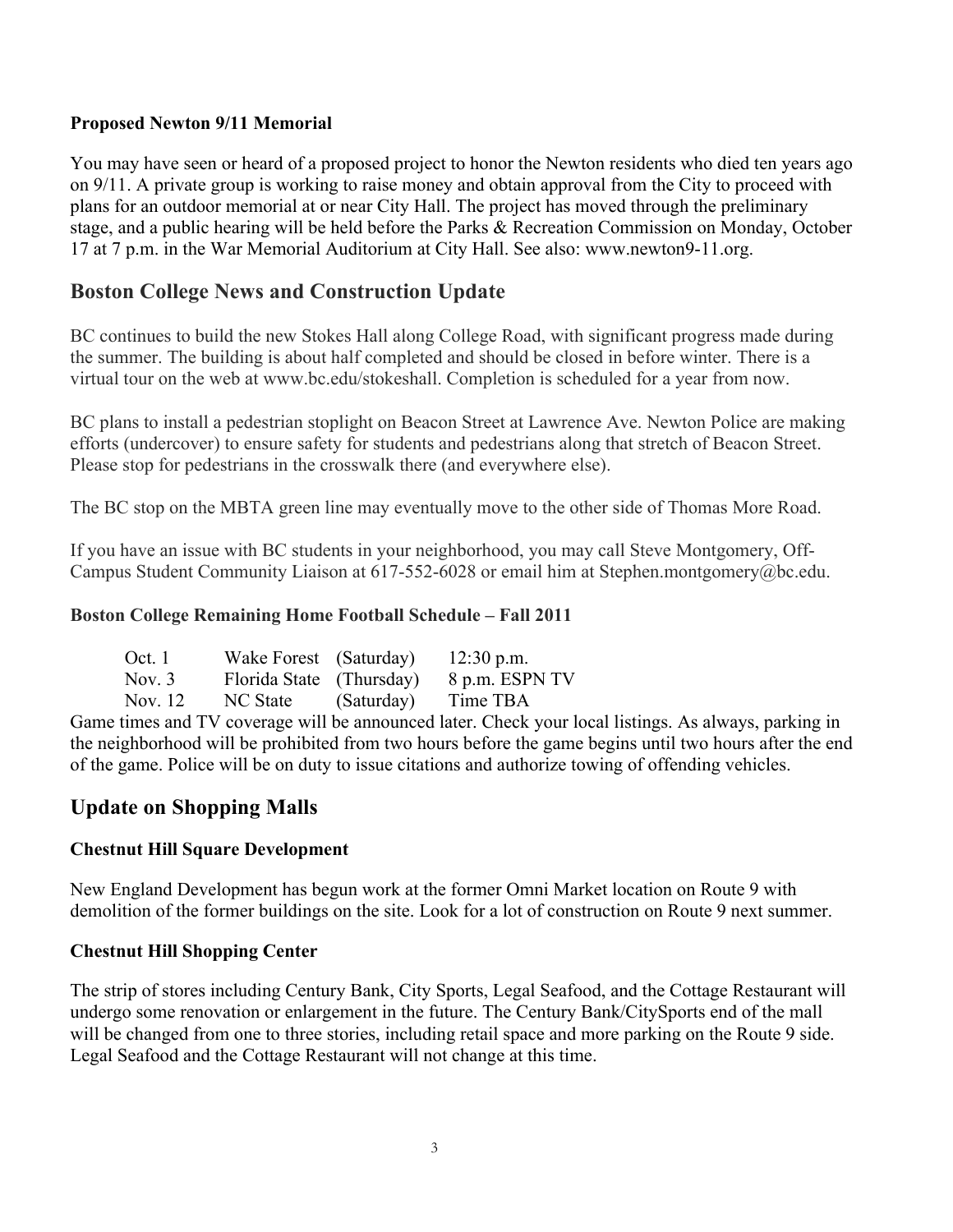### Proposed Newton 9/11 Memorial

You may have seen or heard of a proposed project to honor the Newton residents who died ten years ago on 9/11. A private group is working to raise money and obtain approval from the City to proceed with plans for an outdoor memorial at or near City Hall. The project has moved through the preliminary stage, and a public hearing will be held before the Parks & Recreation Commission on Monday, October 17 at 7 p.m. in the War Memorial Auditorium at City Hall. See also: www.newton9-11.org.

## Boston College News and Construction Update

BC continues to build the new Stokes Hall along College Road, with significant progress made during the summer. The building is about half completed and should be closed in before winter. There is a virtual tour on the web at www.bc.edu/stokeshall. Completion is scheduled for a year from now.

BC plans to install a pedestrian stoplight on Beacon Street at Lawrence Ave. Newton Police are making efforts (undercover) to ensure safety for students and pedestrians along that stretch of Beacon Street. Please stop for pedestrians in the crosswalk there (and everywhere else).

The BC stop on the MBTA green line may eventually move to the other side of Thomas More Road.

If you have an issue with BC students in your neighborhood, you may call Steve Montgomery, Off-Campus Student Community Liaison at 617-552-6028 or email him at Stephen.montgomery@bc.edu.

### Boston College Remaining Home Football Schedule – Fall 2011

| Date | Opponent | Day | Time |
|---|---|---|---|
| Oct. 1 | Wake Forest | (Saturday) | 12:30 p.m. |
| Nov. 3 | Florida State | (Thursday) | 8 p.m. ESPN TV |
| Nov. 12 | NC State | (Saturday) | Time TBA |

Game times and TV coverage will be announced later. Check your local listings. As always, parking in the neighborhood will be prohibited from two hours before the game begins until two hours after the end of the game. Police will be on duty to issue citations and authorize towing of offending vehicles.

## Update on Shopping Malls

### Chestnut Hill Square Development

New England Development has begun work at the former Omni Market location on Route 9 with demolition of the former buildings on the site. Look for a lot of construction on Route 9 next summer.

### Chestnut Hill Shopping Center

The strip of stores including Century Bank, City Sports, Legal Seafood, and the Cottage Restaurant will undergo some renovation or enlargement in the future. The Century Bank/CitySports end of the mall will be changed from one to three stories, including retail space and more parking on the Route 9 side. Legal Seafood and the Cottage Restaurant will not change at this time.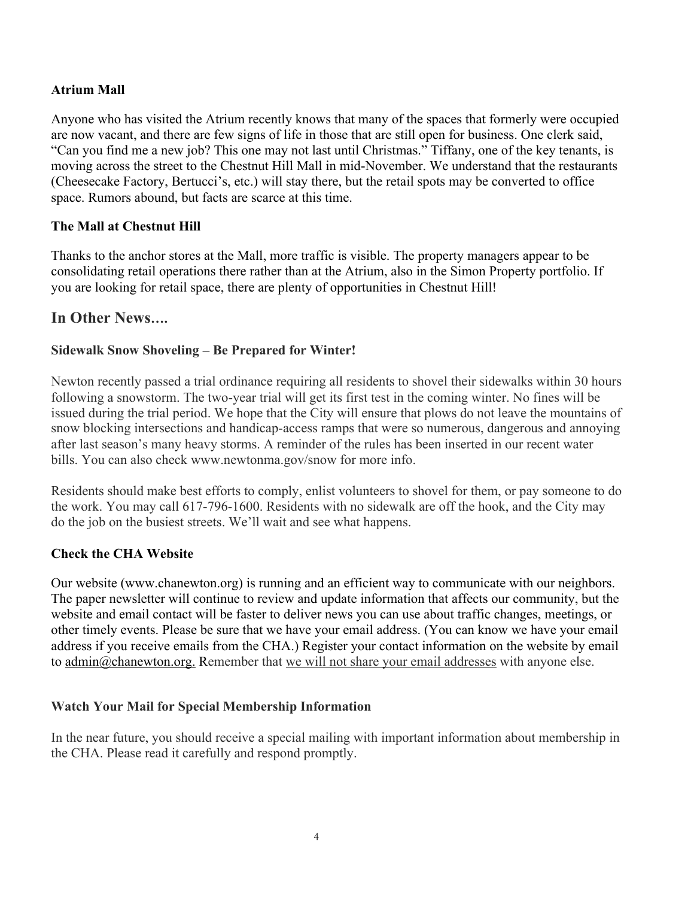### Atrium Mall

Anyone who has visited the Atrium recently knows that many of the spaces that formerly were occupied are now vacant, and there are few signs of life in those that are still open for business. One clerk said, "Can you find me a new job? This one may not last until Christmas." Tiffany, one of the key tenants, is moving across the street to the Chestnut Hill Mall in mid-November. We understand that the restaurants (Cheesecake Factory, Bertucci's, etc.) will stay there, but the retail spots may be converted to office space. Rumors abound, but facts are scarce at this time.

### The Mall at Chestnut Hill

Thanks to the anchor stores at the Mall, more traffic is visible. The property managers appear to be consolidating retail operations there rather than at the Atrium, also in the Simon Property portfolio. If you are looking for retail space, there are plenty of opportunities in Chestnut Hill!

## In Other News….

### Sidewalk Snow Shoveling – Be Prepared for Winter!

Newton recently passed a trial ordinance requiring all residents to shovel their sidewalks within 30 hours following a snowstorm. The two-year trial will get its first test in the coming winter. No fines will be issued during the trial period. We hope that the City will ensure that plows do not leave the mountains of snow blocking intersections and handicap-access ramps that were so numerous, dangerous and annoying after last season's many heavy storms. A reminder of the rules has been inserted in our recent water bills. You can also check www.newtonma.gov/snow for more info.

Residents should make best efforts to comply, enlist volunteers to shovel for them, or pay someone to do the work. You may call 617-796-1600. Residents with no sidewalk are off the hook, and the City may do the job on the busiest streets. We'll wait and see what happens.

### Check the CHA Website

Our website (www.chanewton.org) is running and an efficient way to communicate with our neighbors. The paper newsletter will continue to review and update information that affects our community, but the website and email contact will be faster to deliver news you can use about traffic changes, meetings, or other timely events. Please be sure that we have your email address. (You can know we have your email address if you receive emails from the CHA.) Register your contact information on the website by email to admin@chanewton.org. Remember that we will not share your email addresses with anyone else.

### Watch Your Mail for Special Membership Information

In the near future, you should receive a special mailing with important information about membership in the CHA. Please read it carefully and respond promptly.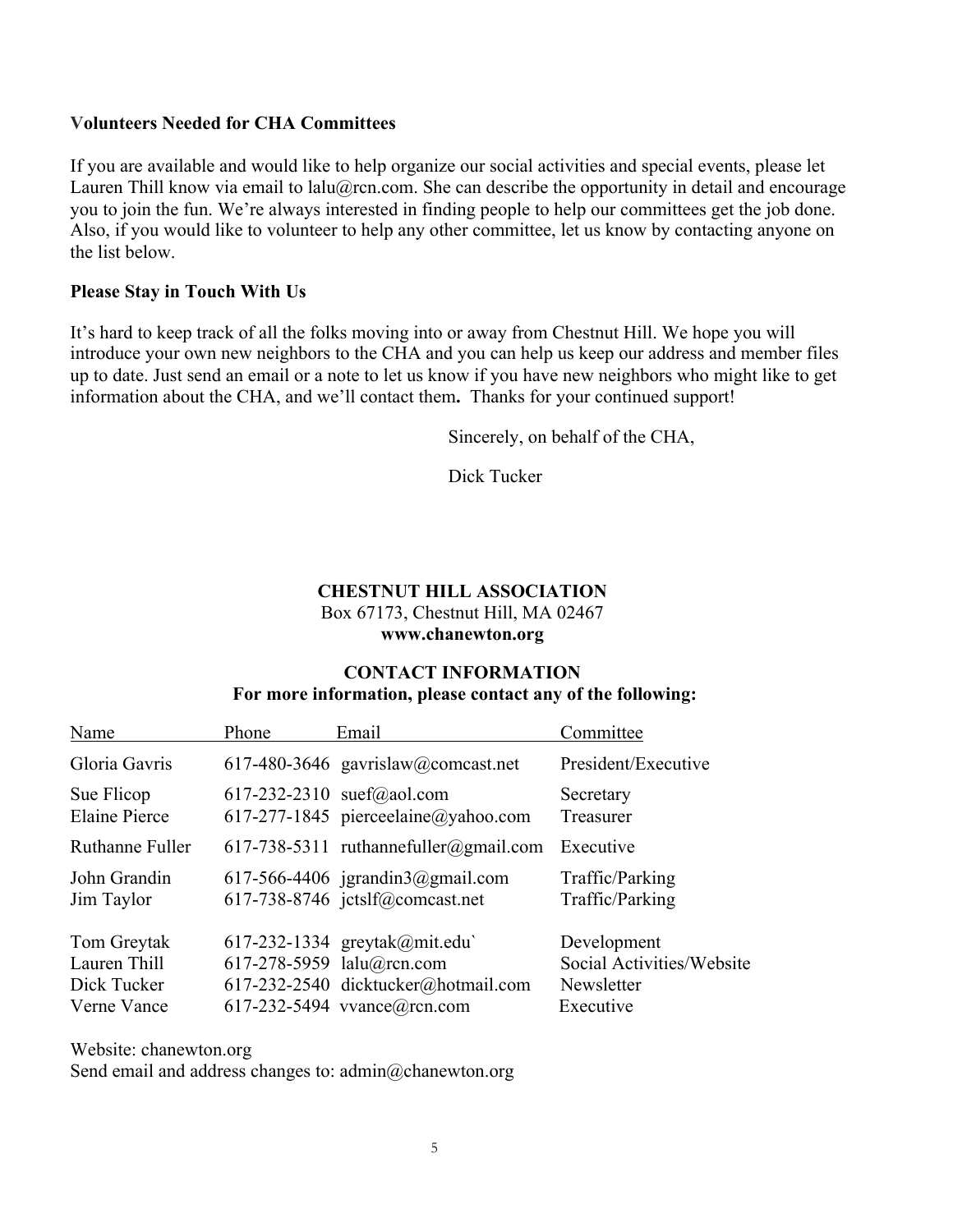**Volunteers Needed for CHA Committees**

If you are available and would like to help organize our social activities and special events, please let Lauren Thill know via email to lalu@rcn.com. She can describe the opportunity in detail and encourage you to join the fun. We're always interested in finding people to help our committees get the job done. Also, if you would like to volunteer to help any other committee, let us know by contacting anyone on the list below.

**Please Stay in Touch With Us**

It's hard to keep track of all the folks moving into or away from Chestnut Hill. We hope you will introduce your own new neighbors to the CHA and you can help us keep our address and member files up to date. Just send an email or a note to let us know if you have new neighbors who might like to get information about the CHA, and we'll contact them**.** Thanks for your continued support!

Sincerely, on behalf of the CHA,

Dick Tucker

**CHESTNUT HILL ASSOCIATION**
Box 67173, Chestnut Hill, MA 02467
**www.chanewton.org**

**CONTACT INFORMATION**
**For more information, please contact any of the following:**

| Name | Phone | Email | Committee |
|---|---|---|---|
| Gloria Gavris | 617-480-3646 | gavrislaw@comcast.net | President/Executive |
| Sue Flicop | 617-232-2310 | suef@aol.com | Secretary |
| Elaine Pierce | 617-277-1845 | pierceelaine@yahoo.com | Treasurer |
| Ruthanne Fuller | 617-738-5311 | ruthannefuller@gmail.com | Executive |
| John Grandin | 617-566-4406 | jgrandin3@gmail.com | Traffic/Parking |
| Jim Taylor | 617-738-8746 | jctslf@comcast.net | Traffic/Parking |
| Tom Greytak | 617-232-1334 | greytak@mit.edu` | Development |
| Lauren Thill | 617-278-5959 | lalu@rcn.com | Social Activities/Website |
| Dick Tucker | 617-232-2540 | dicktucker@hotmail.com | Newsletter |
| Verne Vance | 617-232-5494 | vvance@rcn.com | Executive |

Website: chanewton.org
Send email and address changes to: admin@chanewton.org